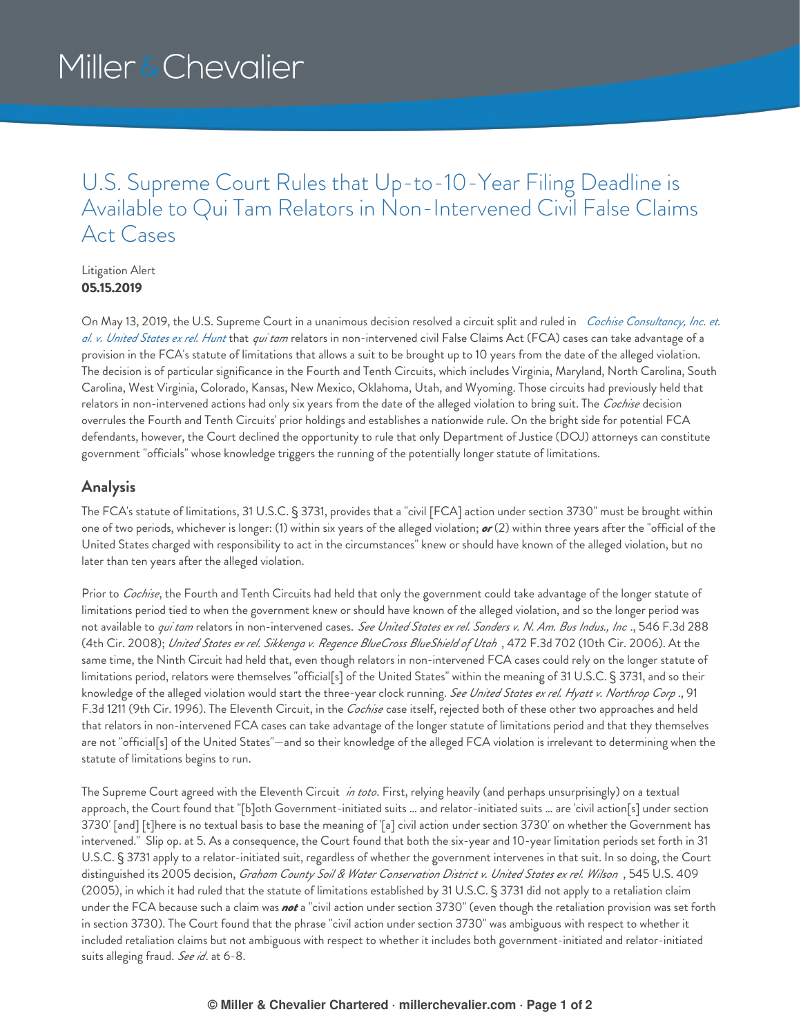# U.S. Supreme Court Rules that Up-to-10-Year Filing Deadline is Available to Qui Tam Relators in Non-Intervened Civil False Claims Act Cases

Litigation Alert
**05.15.2019**

On May 13, 2019, the U.S. Supreme Court in a unanimous decision resolved a circuit split and ruled in *Cochise Consultancy, Inc. et. al. v. United States ex rel. Hunt* that *qui tam* relators in non-intervened civil False Claims Act (FCA) cases can take advantage of a provision in the FCA's statute of limitations that allows a suit to be brought up to 10 years from the date of the alleged violation. The decision is of particular significance in the Fourth and Tenth Circuits, which includes Virginia, Maryland, North Carolina, South Carolina, West Virginia, Colorado, Kansas, New Mexico, Oklahoma, Utah, and Wyoming. Those circuits had previously held that relators in non-intervened actions had only six years from the date of the alleged violation to bring suit. The *Cochise* decision overrules the Fourth and Tenth Circuits' prior holdings and establishes a nationwide rule. On the bright side for potential FCA defendants, however, the Court declined the opportunity to rule that only Department of Justice (DOJ) attorneys can constitute government "officials" whose knowledge triggers the running of the potentially longer statute of limitations.

## Analysis

The FCA's statute of limitations, 31 U.S.C. § 3731, provides that a "civil [FCA] action under section 3730" must be brought within one of two periods, whichever is longer: (1) within six years of the alleged violation; ***or*** (2) within three years after the "official of the United States charged with responsibility to act in the circumstances" knew or should have known of the alleged violation, but no later than ten years after the alleged violation.

Prior to *Cochise*, the Fourth and Tenth Circuits had held that only the government could take advantage of the longer statute of limitations period tied to when the government knew or should have known of the alleged violation, and so the longer period was not available to *qui tam* relators in non-intervened cases. *See United States ex rel. Sanders v. N. Am. Bus Indus., Inc*., 546 F.3d 288 (4th Cir. 2008); *United States ex rel. Sikkenga v. Regence BlueCross BlueShield of Utah*, 472 F.3d 702 (10th Cir. 2006). At the same time, the Ninth Circuit had held that, even though relators in non-intervened FCA cases could rely on the longer statute of limitations period, relators were themselves "official[s] of the United States" within the meaning of 31 U.S.C. § 3731, and so their knowledge of the alleged violation would start the three-year clock running. *See United States ex rel. Hyatt v. Northrop Corp*., 91 F.3d 1211 (9th Cir. 1996). The Eleventh Circuit, in the *Cochise* case itself, rejected both of these other two approaches and held that relators in non-intervened FCA cases can take advantage of the longer statute of limitations period and that they themselves are not "official[s] of the United States"—and so their knowledge of the alleged FCA violation is irrelevant to determining when the statute of limitations begins to run.

The Supreme Court agreed with the Eleventh Circuit *in toto*. First, relying heavily (and perhaps unsurprisingly) on a textual approach, the Court found that "[b]oth Government-initiated suits ... and relator-initiated suits ... are 'civil action[s] under section 3730' [and] [t]here is no textual basis to base the meaning of '[a] civil action under section 3730' on whether the Government has intervened." Slip op. at 5. As a consequence, the Court found that both the six-year and 10-year limitation periods set forth in 31 U.S.C. § 3731 apply to a relator-initiated suit, regardless of whether the government intervenes in that suit. In so doing, the Court distinguished its 2005 decision, *Graham County Soil & Water Conservation District v. United States ex rel. Wilson*, 545 U.S. 409 (2005), in which it had ruled that the statute of limitations established by 31 U.S.C. § 3731 did not apply to a retaliation claim under the FCA because such a claim was ***not*** a "civil action under section 3730" (even though the retaliation provision was set forth in section 3730). The Court found that the phrase "civil action under section 3730" was ambiguous with respect to whether it included retaliation claims but not ambiguous with respect to whether it includes both government-initiated and relator-initiated suits alleging fraud. *See id*. at 6-8.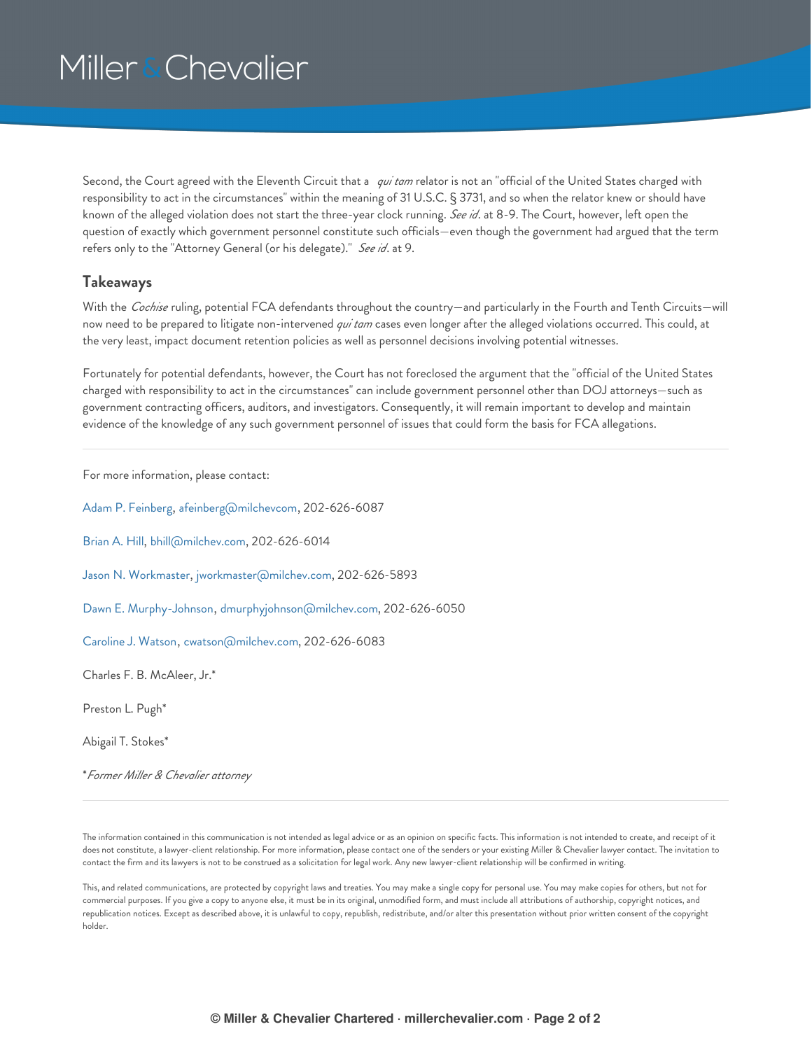Second, the Court agreed with the Eleventh Circuit that a *qui tam* relator is not an "official of the United States charged with responsibility to act in the circumstances" within the meaning of 31 U.S.C. § 3731, and so when the relator knew or should have known of the alleged violation does not start the three-year clock running. *See id*. at 8-9. The Court, however, left open the question of exactly which government personnel constitute such officials—even though the government had argued that the term refers only to the "Attorney General (or his delegate)." *See id*. at 9.

## Takeaways

With the *Cochise* ruling, potential FCA defendants throughout the country—and particularly in the Fourth and Tenth Circuits—will now need to be prepared to litigate non-intervened *qui tam* cases even longer after the alleged violations occurred. This could, at the very least, impact document retention policies as well as personnel decisions involving potential witnesses.

Fortunately for potential defendants, however, the Court has not foreclosed the argument that the "official of the United States charged with responsibility to act in the circumstances" can include government personnel other than DOJ attorneys—such as government contracting officers, auditors, and investigators. Consequently, it will remain important to develop and maintain evidence of the knowledge of any such government personnel of issues that could form the basis for FCA allegations.

---

For more information, please contact:

Adam P. Feinberg, afeinberg@milchevcom, 202-626-6087

Brian A. Hill, bhill@milchev.com, 202-626-6014

Jason N. Workmaster, jworkmaster@milchev.com, 202-626-5893

Dawn E. Murphy-Johnson, dmurphyjohnson@milchev.com, 202-626-6050

Caroline J. Watson, cwatson@milchev.com, 202-626-6083

Charles F. B. McAleer, Jr.*

Preston L. Pugh*

Abigail T. Stokes*

**Former Miller & Chevalier attorney*

---

The information contained in this communication is not intended as legal advice or as an opinion on specific facts. This information is not intended to create, and receipt of it does not constitute, a lawyer-client relationship. For more information, please contact one of the senders or your existing Miller & Chevalier lawyer contact. The invitation to contact the firm and its lawyers is not to be construed as a solicitation for legal work. Any new lawyer-client relationship will be confirmed in writing.

This, and related communications, are protected by copyright laws and treaties. You may make a single copy for personal use. You may make copies for others, but not for commercial purposes. If you give a copy to anyone else, it must be in its original, unmodified form, and must include all attributions of authorship, copyright notices, and republication notices. Except as described above, it is unlawful to copy, republish, redistribute, and/or alter this presentation without prior written consent of the copyright holder.